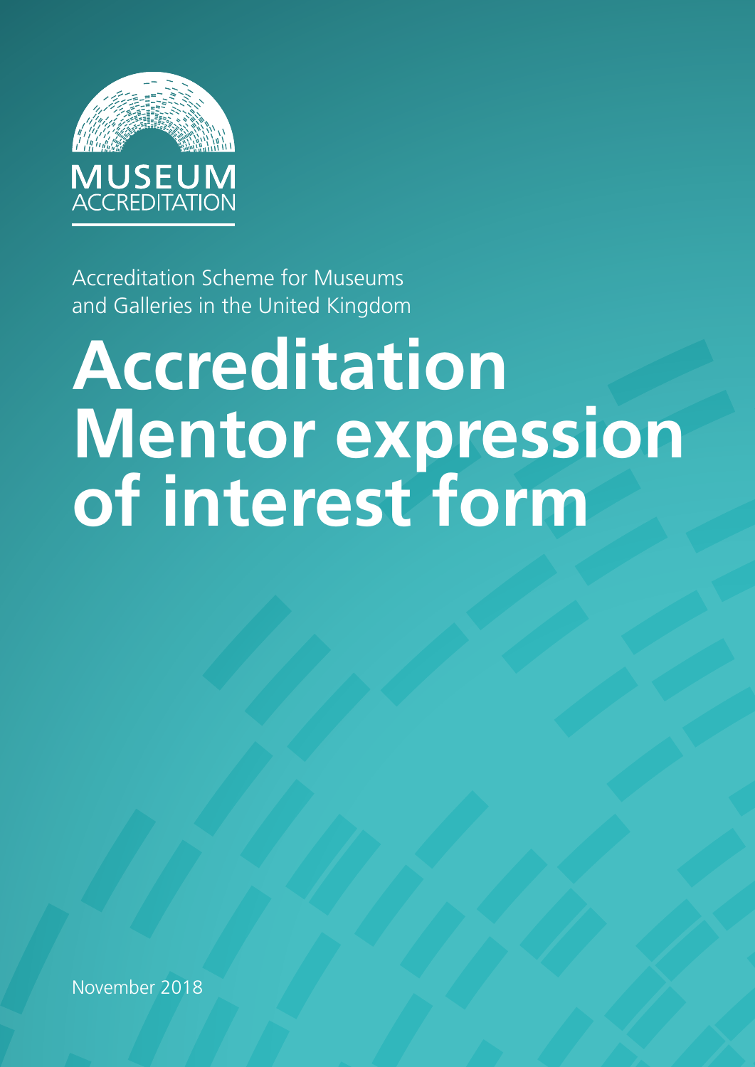MUSEUM ACCREDITATION

Accreditation Scheme for Museums and Galleries in the United Kingdom

# Accreditation Mentor expression of interest form

November 2018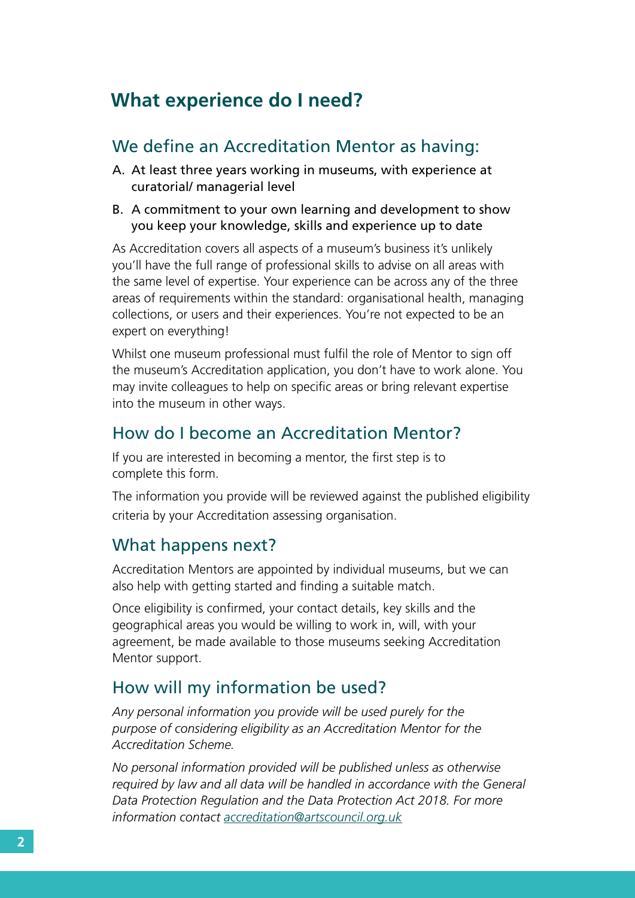# What experience do I need?

## We define an Accreditation Mentor as having:

A. At least three years working in museums, with experience at curatorial/ managerial level

B. A commitment to your own learning and development to show you keep your knowledge, skills and experience up to date

As Accreditation covers all aspects of a museum's business it's unlikely you'll have the full range of professional skills to advise on all areas with the same level of expertise. Your experience can be across any of the three areas of requirements within the standard: organisational health, managing collections, or users and their experiences. You're not expected to be an expert on everything!

Whilst one museum professional must fulfil the role of Mentor to sign off the museum's Accreditation application, you don't have to work alone. You may invite colleagues to help on specific areas or bring relevant expertise into the museum in other ways.

## How do I become an Accreditation Mentor?

If you are interested in becoming a mentor, the first step is to complete this form.

The information you provide will be reviewed against the published eligibility criteria by your Accreditation assessing organisation.

## What happens next?

Accreditation Mentors are appointed by individual museums, but we can also help with getting started and finding a suitable match.

Once eligibility is confirmed, your contact details, key skills and the geographical areas you would be willing to work in, will, with your agreement, be made available to those museums seeking Accreditation Mentor support.

## How will my information be used?

*Any personal information you provide will be used purely for the purpose of considering eligibility as an Accreditation Mentor for the Accreditation Scheme.*

*No personal information provided will be published unless as otherwise required by law and all data will be handled in accordance with the General Data Protection Regulation and the Data Protection Act 2018. For more information contact [accreditation@artscouncil.org.uk](mailto:accreditation@artscouncil.org.uk)*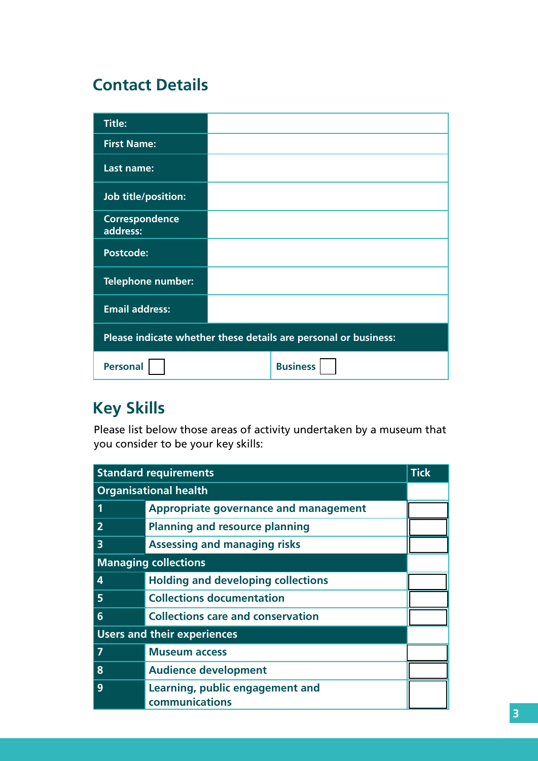## Contact Details

| Title: | |
|---|---|
| First Name: | |
| Last name: | |
| Job title/position: | |
| Correspondence address: | |
| Postcode: | |
| Telephone number: | |
| Email address: | |
| Please indicate whether these details are personal or business: | |
| Personal ☐ | Business ☐ |

## Key Skills

Please list below those areas of activity undertaken by a museum that you consider to be your key skills:

| Standard requirements | | Tick |
|---|---|---|
| **Organisational health** | | |
| 1 | Appropriate governance and management | ☐ |
| 2 | Planning and resource planning | ☐ |
| 3 | Assessing and managing risks | ☐ |
| **Managing collections** | | |
| 4 | Holding and developing collections | ☐ |
| 5 | Collections documentation | ☐ |
| 6 | Collections care and conservation | ☐ |
| **Users and their experiences** | | |
| 7 | Museum access | ☐ |
| 8 | Audience development | ☐ |
| 9 | Learning, public engagement and communications | ☐ |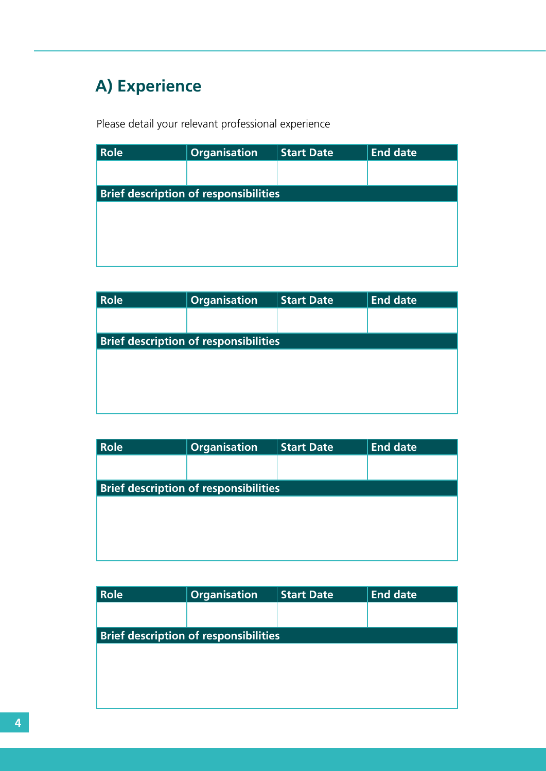## A) Experience

Please detail your relevant professional experience

| Role | Organisation | Start Date | End date |
| --- | --- | --- | --- |
| | | | |
| **Brief description of responsibilities** | | | |
| | | | |

| Role | Organisation | Start Date | End date |
| --- | --- | --- | --- |
| | | | |
| **Brief description of responsibilities** | | | |
| | | | |

| Role | Organisation | Start Date | End date |
| --- | --- | --- | --- |
| | | | |
| **Brief description of responsibilities** | | | |
| | | | |

| Role | Organisation | Start Date | End date |
| --- | --- | --- | --- |
| | | | |
| **Brief description of responsibilities** | | | |
| | | | |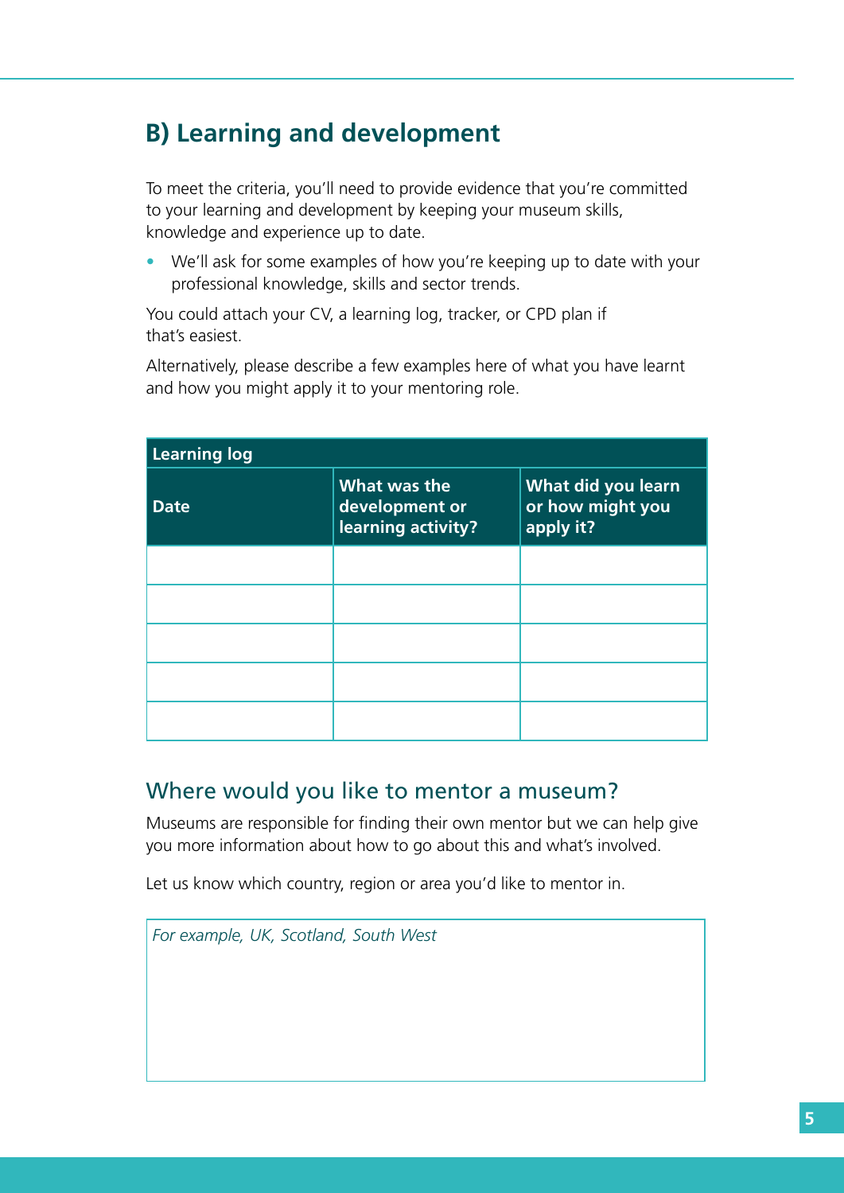## B) Learning and development

To meet the criteria, you'll need to provide evidence that you're committed to your learning and development by keeping your museum skills, knowledge and experience up to date.

- We'll ask for some examples of how you're keeping up to date with your professional knowledge, skills and sector trends.

You could attach your CV, a learning log, tracker, or CPD plan if that's easiest.

Alternatively, please describe a few examples here of what you have learnt and how you might apply it to your mentoring role.

| Learning log | | |
|---|---|---|
| **Date** | **What was the development or learning activity?** | **What did you learn or how might you apply it?** |
| | | |
| | | |
| | | |
| | | |
| | | |

### Where would you like to mentor a museum?

Museums are responsible for finding their own mentor but we can help give you more information about how to go about this and what's involved.

Let us know which country, region or area you'd like to mentor in.

*For example, UK, Scotland, South West*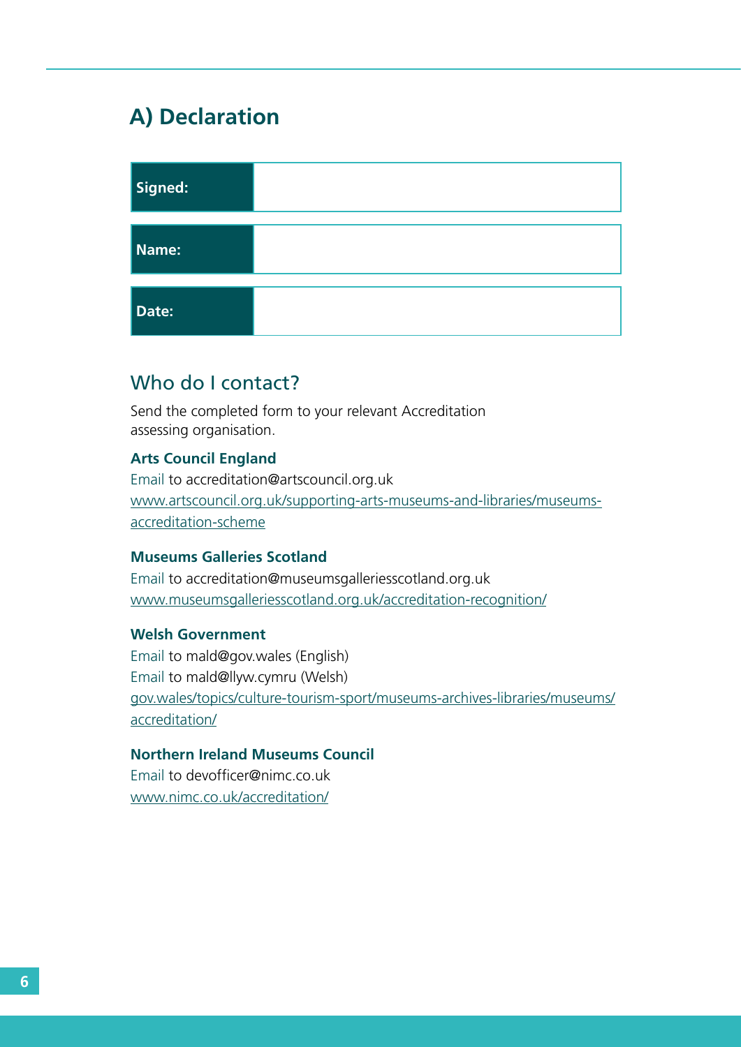## A) Declaration

| | |
|---|---|
| **Signed:** | |
| **Name:** | |
| **Date:** | |

### Who do I contact?

Send the completed form to your relevant Accreditation assessing organisation.

**Arts Council England**
Email to accreditation@artscouncil.org.uk
www.artscouncil.org.uk/supporting-arts-museums-and-libraries/museums-accreditation-scheme

**Museums Galleries Scotland**
Email to accreditation@museumsgalleriesscotland.org.uk
www.museumsgalleriesscotland.org.uk/accreditation-recognition/

**Welsh Government**
Email to mald@gov.wales (English)
Email to mald@llyw.cymru (Welsh)
gov.wales/topics/culture-tourism-sport/museums-archives-libraries/museums/accreditation/

**Northern Ireland Museums Council**
Email to devofficer@nimc.co.uk
www.nimc.co.uk/accreditation/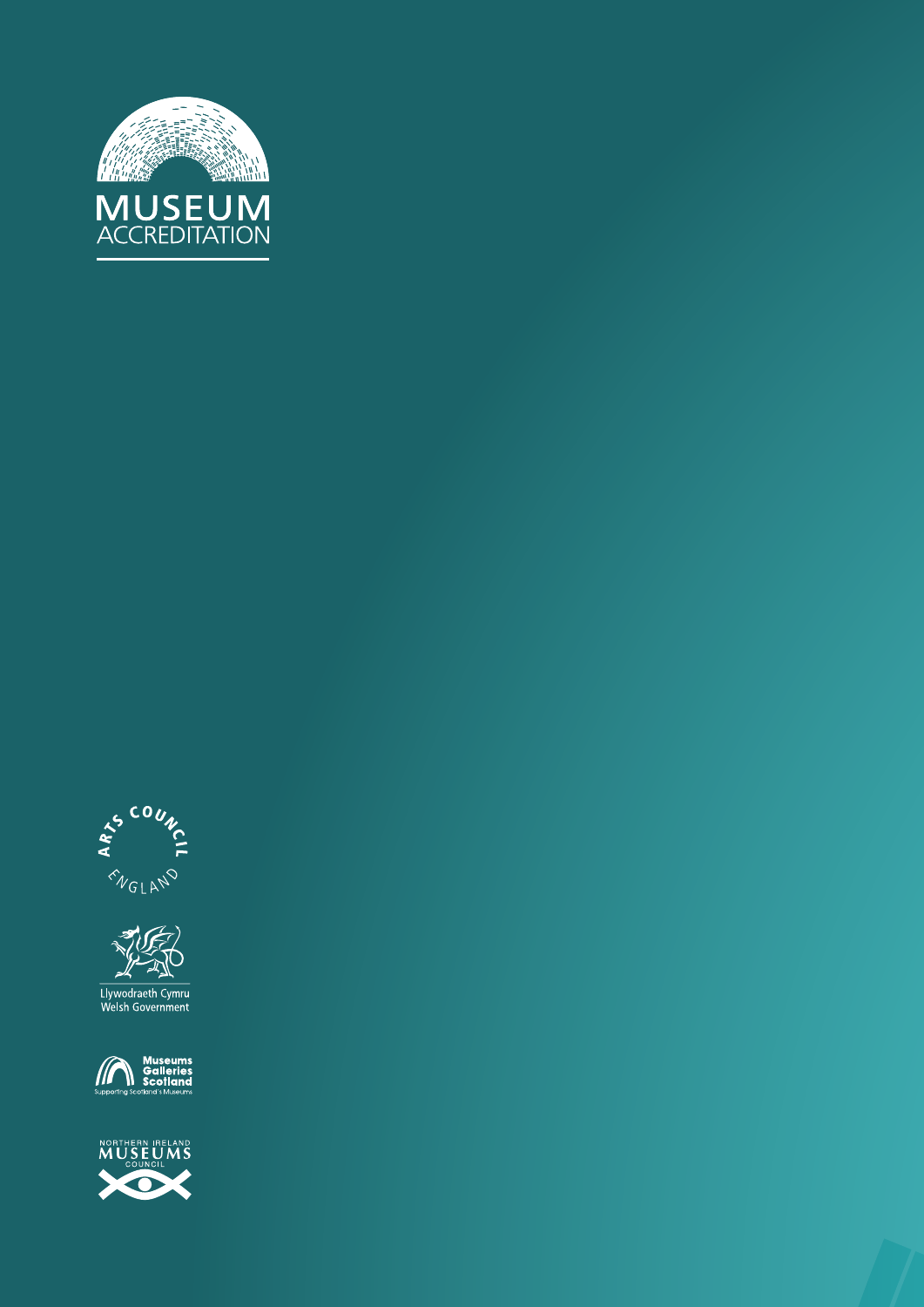MUSEUM ACCREDITATION

ARTS COUNCIL ENGLAND

Llywodraeth Cymru
Welsh Government

Museums Galleries Scotland
Supporting Scotland's Museums

NORTHERN IRELAND MUSEUMS COUNCIL